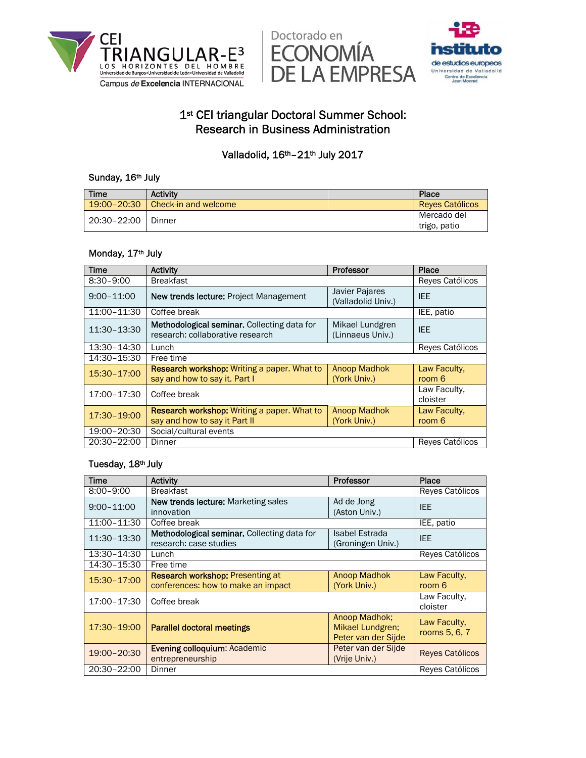# 1st CEI triangular Doctoral Summer School: Research in Business Administration

## Valladolid, 16th–21th July 2017

### Sunday, 16th July

| Time | Activity | | Place |
|---|---|---|---|
| 19:00–20:30 | Check-in and welcome | | Reyes Católicos |
| 20:30–22:00 | Dinner | | Mercado del trigo, patio |

### Monday, 17th July

| Time | Activity | Professor | Place |
|---|---|---|---|
| 8:30–9:00 | Breakfast | | Reyes Católicos |
| 9:00–11:00 | **New trends lecture:** Project Management | Javier Pajares (Valladolid Univ.) | IEE |
| 11:00–11:30 | Coffee break | | IEE, patio |
| 11:30–13:30 | **Methodological seminar.** Collecting data for research: collaborative research | Mikael Lundgren (Linnaeus Univ.) | IEE |
| 13:30–14:30 | Lunch | | Reyes Católicos |
| 14:30–15:30 | Free time | | |
| 15:30–17:00 | **Research workshop:** Writing a paper. What to say and how to say it. Part I | Anoop Madhok (York Univ.) | Law Faculty, room 6 |
| 17:00–17:30 | Coffee break | | Law Faculty, cloister |
| 17:30–19:00 | **Research workshop:** Writing a paper. What to say and how to say it Part II | Anoop Madhok (York Univ.) | Law Faculty, room 6 |
| 19:00–20:30 | Social/cultural events | | |
| 20:30–22:00 | Dinner | | Reyes Católicos |

### Tuesday, 18th July

| Time | Activity | Professor | Place |
|---|---|---|---|
| 8:00–9:00 | Breakfast | | Reyes Católicos |
| 9:00–11:00 | **New trends lecture:** Marketing sales innovation | Ad de Jong (Aston Univ.) | IEE |
| 11:00–11:30 | Coffee break | | IEE, patio |
| 11:30–13:30 | **Methodological seminar.** Collecting data for research: case studies | Isabel Estrada (Groningen Univ.) | IEE |
| 13:30–14:30 | Lunch | | Reyes Católicos |
| 14:30–15:30 | Free time | | |
| 15:30–17:00 | **Research workshop:** Presenting at conferences: how to make an impact | Anoop Madhok (York Univ.) | Law Faculty, room 6 |
| 17:00–17:30 | Coffee break | | Law Faculty, cloister |
| 17:30–19:00 | **Parallel doctoral meetings** | Anoop Madhok; Mikael Lundgren; Peter van der Sijde | Law Faculty, rooms 5, 6, 7 |
| 19:00–20:30 | **Evening colloquium:** Academic entrepreneurship | Peter van der Sijde (Vrije Univ.) | Reyes Católicos |
| 20:30–22:00 | Dinner | | Reyes Católicos |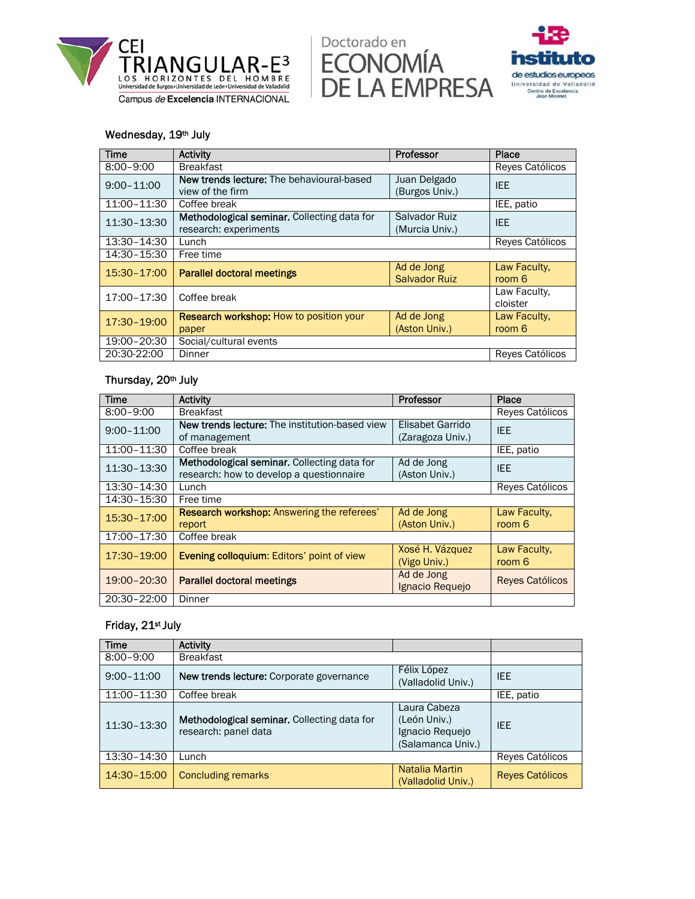Wednesday, 19th July

| Time | Activity | Professor | Place |
|---|---|---|---|
| 8:00–9:00 | Breakfast | | Reyes Católicos |
| 9:00–11:00 | **New trends lecture:** The behavioural-based view of the firm | Juan Delgado (Burgos Univ.) | IEE |
| 11:00–11:30 | Coffee break | | IEE, patio |
| 11:30–13:30 | **Methodological seminar.** Collecting data for research: experiments | Salvador Ruiz (Murcia Univ.) | IEE |
| 13:30–14:30 | Lunch | | Reyes Católicos |
| 14:30–15:30 | Free time | | |
| 15:30–17:00 | **Parallel doctoral meetings** | Ad de Jong Salvador Ruiz | Law Faculty, room 6 |
| 17:00–17:30 | Coffee break | | Law Faculty, cloister |
| 17:30–19:00 | **Research workshop:** How to position your paper | Ad de Jong (Aston Univ.) | Law Faculty, room 6 |
| 19:00–20:30 | Social/cultural events | | |
| 20:30-22:00 | Dinner | | Reyes Católicos |

Thursday, 20th July

| Time | Activity | Professor | Place |
|---|---|---|---|
| 8:00–9:00 | Breakfast | | Reyes Católicos |
| 9:00–11:00 | **New trends lecture:** The institution-based view of management | Elisabet Garrido (Zaragoza Univ.) | IEE |
| 11:00–11:30 | Coffee break | | IEE, patio |
| 11:30–13:30 | **Methodological seminar.** Collecting data for research: how to develop a questionnaire | Ad de Jong (Aston Univ.) | IEE |
| 13:30–14:30 | Lunch | | Reyes Católicos |
| 14:30–15:30 | Free time | | |
| 15:30–17:00 | **Research workshop:** Answering the referees' report | Ad de Jong (Aston Univ.) | Law Faculty, room 6 |
| 17:00–17:30 | Coffee break | | |
| 17:30–19:00 | **Evening colloquium:** Editors' point of view | Xosé H. Vázquez (Vigo Univ.) | Law Faculty, room 6 |
| 19:00–20:30 | **Parallel doctoral meetings** | Ad de Jong Ignacio Requejo | Reyes Católicos |
| 20:30–22:00 | Dinner | | |

Friday, 21st July

| Time | Activity | | |
|---|---|---|---|
| 8:00–9:00 | Breakfast | | |
| 9:00–11:00 | **New trends lecture:** Corporate governance | Félix López (Valladolid Univ.) | IEE |
| 11:00–11:30 | Coffee break | | IEE, patio |
| 11:30–13:30 | **Methodological seminar.** Collecting data for research: panel data | Laura Cabeza (León Univ.) Ignacio Requejo (Salamanca Univ.) | IEE |
| 13:30–14:30 | Lunch | | Reyes Católicos |
| 14:30–15:00 | Concluding remarks | Natalia Martin (Valladolid Univ.) | Reyes Católicos |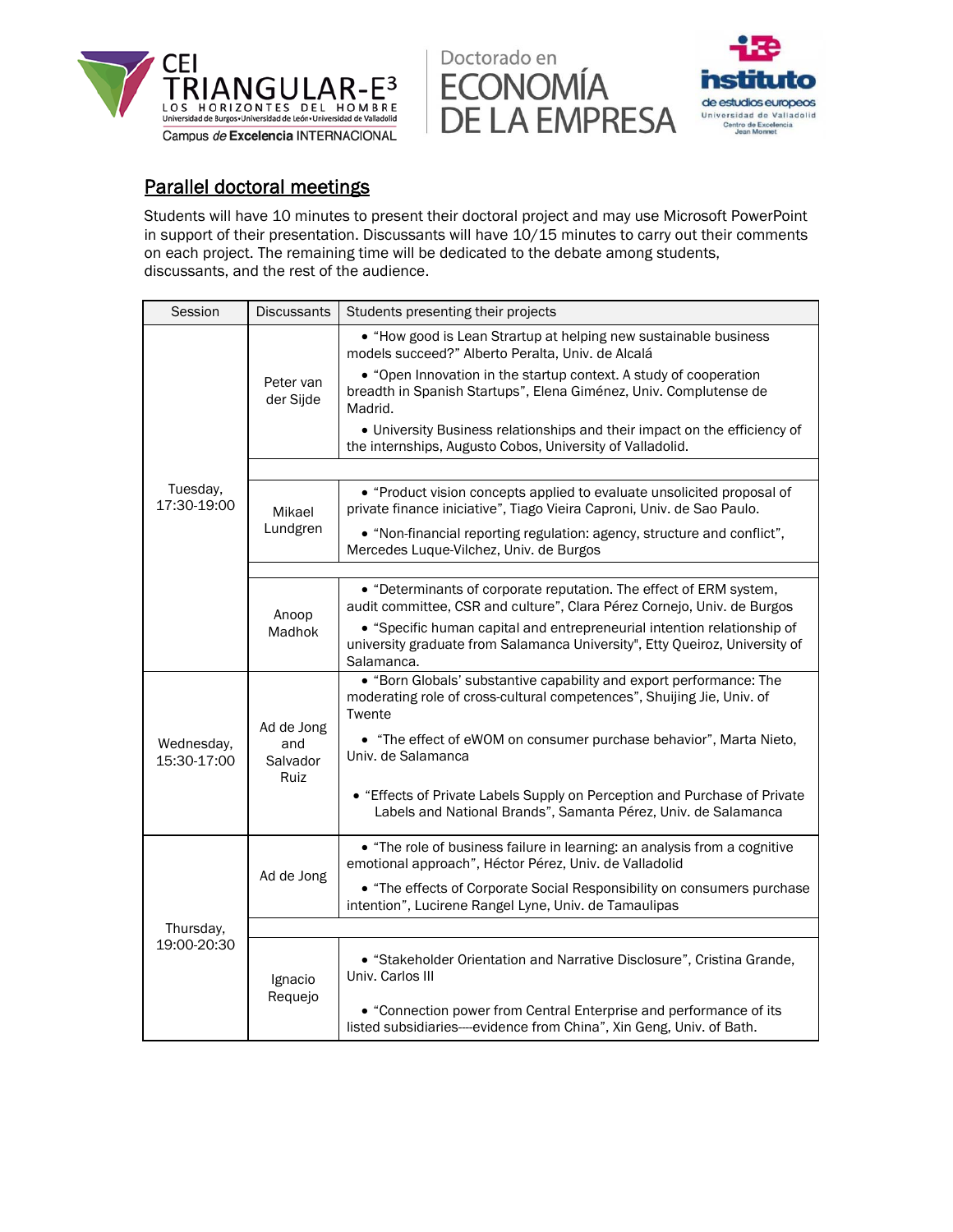## Parallel doctoral meetings

Students will have 10 minutes to present their doctoral project and may use Microsoft PowerPoint in support of their presentation. Discussants will have 10/15 minutes to carry out their comments on each project. The remaining time will be dedicated to the debate among students, discussants, and the rest of the audience.

| Session | Discussants | Students presenting their projects |
|---|---|---|
| Tuesday, 17:30-19:00 | Peter van der Sijde | • "How good is Lean Startup at helping new sustainable business models succeed?" Alberto Peralta, Univ. de Alcalá<br>• "Open Innovation in the startup context. A study of cooperation breadth in Spanish Startups", Elena Giménez, Univ. Complutense de Madrid.<br>• University Business relationships and their impact on the efficiency of the internships, Augusto Cobos, University of Valladolid. |
| | Mikael Lundgren | • "Product vision concepts applied to evaluate unsolicited proposal of private finance iniciative", Tiago Vieira Caproni, Univ. de Sao Paulo.<br>• "Non-financial reporting regulation: agency, structure and conflict", Mercedes Luque-Vilchez, Univ. de Burgos |
| | Anoop Madhok | • "Determinants of corporate reputation. The effect of ERM system, audit committee, CSR and culture", Clara Pérez Cornejo, Univ. de Burgos<br>• "Specific human capital and entrepreneurial intention relationship of university graduate from Salamanca University", Etty Queiroz, University of Salamanca. |
| Wednesday, 15:30-17:00 | Ad de Jong and Salvador Ruiz | • "Born Globals' substantive capability and export performance: The moderating role of cross-cultural competences", Shuijing Jie, Univ. of Twente<br>• "The effect of eWOM on consumer purchase behavior", Marta Nieto, Univ. de Salamanca<br>• "Effects of Private Labels Supply on Perception and Purchase of Private Labels and National Brands", Samanta Pérez, Univ. de Salamanca |
| Thursday, 19:00-20:30 | Ad de Jong | • "The role of business failure in learning: an analysis from a cognitive emotional approach", Héctor Pérez, Univ. de Valladolid<br>• "The effects of Corporate Social Responsibility on consumers purchase intention", Lucirene Rangel Lyne, Univ. de Tamaulipas |
| | Ignacio Requejo | • "Stakeholder Orientation and Narrative Disclosure", Cristina Grande, Univ. Carlos III<br>• "Connection power from Central Enterprise and performance of its listed subsidiaries----evidence from China", Xin Geng, Univ. of Bath. |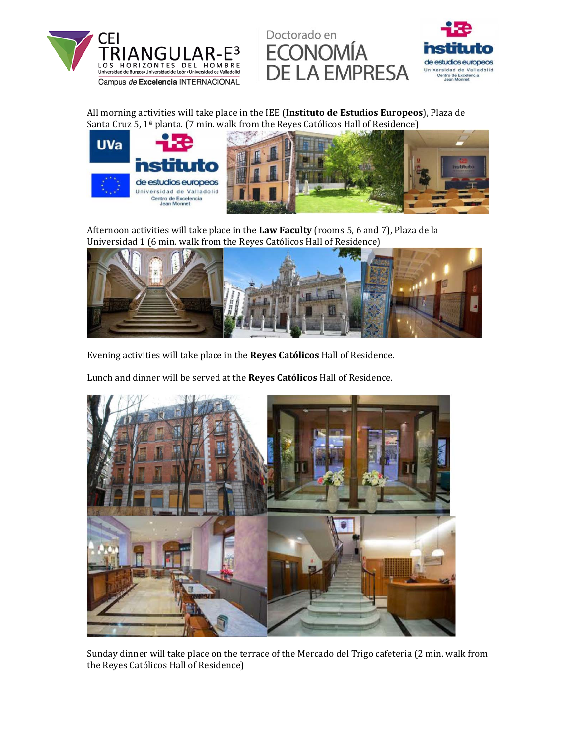All morning activities will take place in the IEE (**Instituto de Estudios Europeos**), Plaza de Santa Cruz 5, 1ª planta. (7 min. walk from the Reyes Católicos Hall of Residence)

Afternoon activities will take place in the **Law Faculty** (rooms 5, 6 and 7), Plaza de la Universidad 1 (6 min. walk from the Reyes Católicos Hall of Residence)

Evening activities will take place in the **Reyes Católicos** Hall of Residence.

Lunch and dinner will be served at the **Reyes Católicos** Hall of Residence.

Sunday dinner will take place on the terrace of the Mercado del Trigo cafeteria (2 min. walk from the Reyes Católicos Hall of Residence)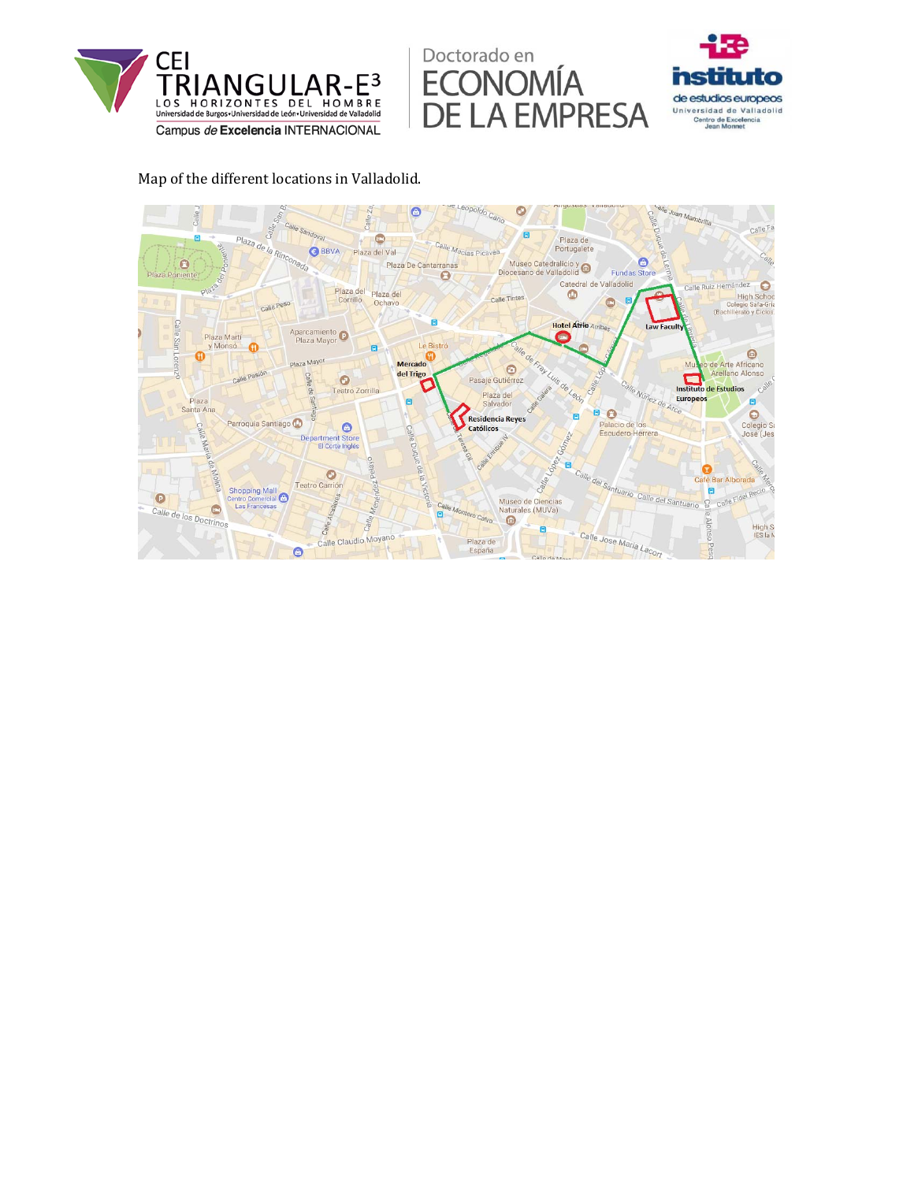Map of the different locations in Valladolid.

Mercado del Trigo

Residencia Reyes Católicos

Hotel Atrio

Law Faculty

Instituto de Estudios Europeos